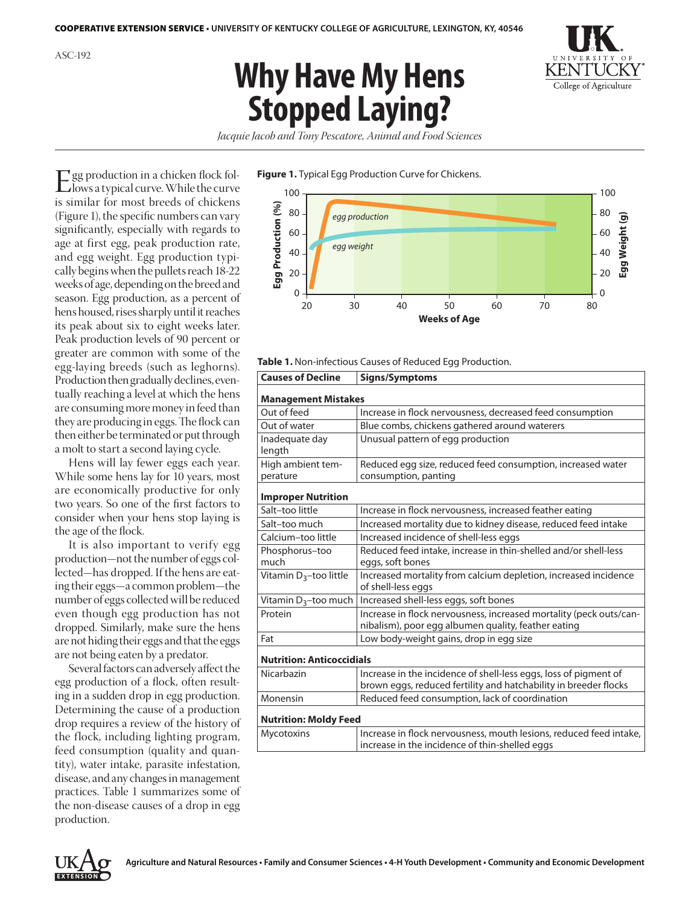COOPERATIVE EXTENSION SERVICE • UNIVERSITY OF KENTUCKY COLLEGE OF AGRICULTURE, LEXINGTON, KY, 40546

ASC-192

# Why Have My Hens Stopped Laying?

*Jacquie Jacob and Tony Pescatore, Animal and Food Sciences*

Egg production in a chicken flock follows a typical curve. While the curve is similar for most breeds of chickens (Figure 1), the specific numbers can vary significantly, especially with regards to age at first egg, peak production rate, and egg weight. Egg production typically begins when the pullets reach 18-22 weeks of age, depending on the breed and season. Egg production, as a percent of hens housed, rises sharply until it reaches its peak about six to eight weeks later. Peak production levels of 90 percent or greater are common with some of the egg-laying breeds (such as leghorns). Production then gradually declines, eventually reaching a level at which the hens are consuming more money in feed than they are producing in eggs. The flock can then either be terminated or put through a molt to start a second laying cycle.

Hens will lay fewer eggs each year. While some hens lay for 10 years, most are economically productive for only two years. So one of the first factors to consider when your hens stop laying is the age of the flock.

It is also important to verify egg production—not the number of eggs collected—has dropped. If the hens are eating their eggs—a common problem—the number of eggs collected will be reduced even though egg production has not dropped. Similarly, make sure the hens are not hiding their eggs and that the eggs are not being eaten by a predator.

Several factors can adversely affect the egg production of a flock, often resulting in a sudden drop in egg production. Determining the cause of a production drop requires a review of the history of the flock, including lighting program, feed consumption (quality and quantity), water intake, parasite infestation, disease, and any changes in management practices. Table 1 summarizes some of the non-disease causes of a drop in egg production.

**Figure 1.** Typical Egg Production Curve for Chickens.

**Table 1.** Non-infectious Causes of Reduced Egg Production.

| Causes of Decline | Signs/Symptoms |
|---|---|
| **Management Mistakes** | |
| Out of feed | Increase in flock nervousness, decreased feed consumption |
| Out of water | Blue combs, chickens gathered around waterers |
| Inadequate day length | Unusual pattern of egg production |
| High ambient temperature | Reduced egg size, reduced feed consumption, increased water consumption, panting |
| **Improper Nutrition** | |
| Salt–too little | Increase in flock nervousness, increased feather eating |
| Salt–too much | Increased mortality due to kidney disease, reduced feed intake |
| Calcium–too little | Increased incidence of shell-less eggs |
| Phosphorus–too much | Reduced feed intake, increase in thin-shelled and/or shell-less eggs, soft bones |
| Vitamin $D_3$–too little | Increased mortality from calcium depletion, increased incidence of shell-less eggs |
| Vitamin $D_3$–too much | Increased shell-less eggs, soft bones |
| Protein | Increase in flock nervousness, increased mortality (peck outs/cannibalism), poor egg albumen quality, feather eating |
| Fat | Low body-weight gains, drop in egg size |
| **Nutrition: Anticoccidials** | |
| Nicarbazin | Increase in the incidence of shell-less eggs, loss of pigment of brown eggs, reduced fertility and hatchability in breeder flocks |
| Monensin | Reduced feed consumption, lack of coordination |
| **Nutrition: Moldy Feed** | |
| Mycotoxins | Increase in flock nervousness, mouth lesions, reduced feed intake, increase in the incidence of thin-shelled eggs |

Agriculture and Natural Resources • Family and Consumer Sciences • 4-H Youth Development • Community and Economic Development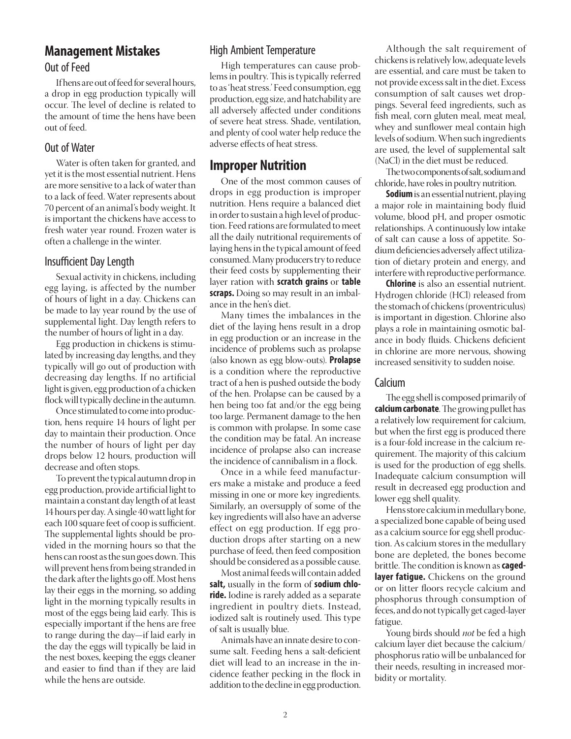## Management Mistakes

### Out of Feed

If hens are out of feed for several hours, a drop in egg production typically will occur. The level of decline is related to the amount of time the hens have been out of feed.

### Out of Water

Water is often taken for granted, and yet it is the most essential nutrient. Hens are more sensitive to a lack of water than to a lack of feed. Water represents about 70 percent of an animal's body weight. It is important the chickens have access to fresh water year round. Frozen water is often a challenge in the winter.

### Insufficient Day Length

Sexual activity in chickens, including egg laying, is affected by the number of hours of light in a day. Chickens can be made to lay year round by the use of supplemental light. Day length refers to the number of hours of light in a day.

Egg production in chickens is stimulated by increasing day lengths, and they typically will go out of production with decreasing day lengths. If no artificial light is given, egg production of a chicken flock will typically decline in the autumn.

Once stimulated to come into production, hens require 14 hours of light per day to maintain their production. Once the number of hours of light per day drops below 12 hours, production will decrease and often stops.

To prevent the typical autumn drop in egg production, provide artificial light to maintain a constant day length of at least 14 hours per day. A single 40 watt light for each 100 square feet of coop is sufficient. The supplemental lights should be provided in the morning hours so that the hens can roost as the sun goes down. This will prevent hens from being stranded in the dark after the lights go off. Most hens lay their eggs in the morning, so adding light in the morning typically results in most of the eggs being laid early. This is especially important if the hens are free to range during the day—if laid early in the day the eggs will typically be laid in the nest boxes, keeping the eggs cleaner and easier to find than if they are laid while the hens are outside.

### High Ambient Temperature

High temperatures can cause problems in poultry. This is typically referred to as 'heat stress.' Feed consumption, egg production, egg size, and hatchability are all adversely affected under conditions of severe heat stress. Shade, ventilation, and plenty of cool water help reduce the adverse effects of heat stress.

## Improper Nutrition

One of the most common causes of drops in egg production is improper nutrition. Hens require a balanced diet in order to sustain a high level of production. Feed rations are formulated to meet all the daily nutritional requirements of laying hens in the typical amount of feed consumed. Many producers try to reduce their feed costs by supplementing their layer ration with **scratch grains** or **table scraps.** Doing so may result in an imbalance in the hen's diet.

Many times the imbalances in the diet of the laying hens result in a drop in egg production or an increase in the incidence of problems such as prolapse (also known as egg blow-outs). **Prolapse** is a condition where the reproductive tract of a hen is pushed outside the body of the hen. Prolapse can be caused by a hen being too fat and/or the egg being too large. Permanent damage to the hen is common with prolapse. In some case the condition may be fatal. An increase incidence of prolapse also can increase the incidence of cannibalism in a flock.

Once in a while feed manufacturers make a mistake and produce a feed missing in one or more key ingredients. Similarly, an oversupply of some of the key ingredients will also have an adverse effect on egg production. If egg production drops after starting on a new purchase of feed, then feed composition should be considered as a possible cause.

Most animal feeds will contain added **salt,** usually in the form of **sodium chloride.** Iodine is rarely added as a separate ingredient in poultry diets. Instead, iodized salt is routinely used. This type of salt is usually blue.

Animals have an innate desire to consume salt. Feeding hens a salt-deficient diet will lead to an increase in the incidence feather pecking in the flock in addition to the decline in egg production.

Although the salt requirement of chickens is relatively low, adequate levels are essential, and care must be taken to not provide excess salt in the diet. Excess consumption of salt causes wet droppings. Several feed ingredients, such as fish meal, corn gluten meal, meat meal, whey and sunflower meal contain high levels of sodium. When such ingredients are used, the level of supplemental salt (NaCl) in the diet must be reduced.

The two components of salt, sodium and chloride, have roles in poultry nutrition.

**Sodium** is an essential nutrient, playing a major role in maintaining body fluid volume, blood pH, and proper osmotic relationships. A continuously low intake of salt can cause a loss of appetite. Sodium deficiencies adversely affect utilization of dietary protein and energy, and interfere with reproductive performance.

**Chlorine** is also an essential nutrient. Hydrogen chloride (HCl) released from the stomach of chickens (proventriculus) is important in digestion. Chlorine also plays a role in maintaining osmotic balance in body fluids. Chickens deficient in chlorine are more nervous, showing increased sensitivity to sudden noise.

### Calcium

The egg shell is composed primarily of **calcium carbonate**. The growing pullet has a relatively low requirement for calcium, but when the first egg is produced there is a four-fold increase in the calcium requirement. The majority of this calcium is used for the production of egg shells. Inadequate calcium consumption will result in decreased egg production and lower egg shell quality.

Hens store calcium in medullary bone, a specialized bone capable of being used as a calcium source for egg shell production. As calcium stores in the medullary bone are depleted, the bones become brittle. The condition is known as **caged-layer fatigue.** Chickens on the ground or on litter floors recycle calcium and phosphorus through consumption of feces, and do not typically get caged-layer fatigue.

Young birds should *not* be fed a high calcium layer diet because the calcium/phosphorus ratio will be unbalanced for their needs, resulting in increased morbidity or mortality.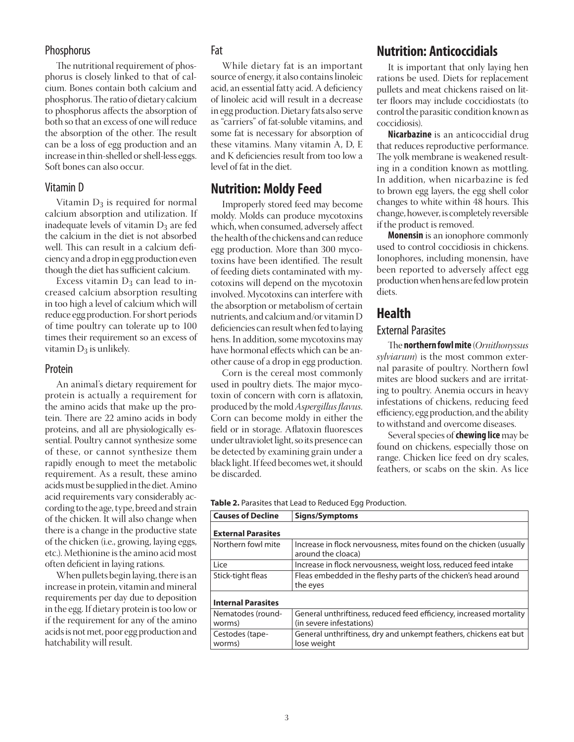### Phosphorus

The nutritional requirement of phosphorus is closely linked to that of calcium. Bones contain both calcium and phosphorus. The ratio of dietary calcium to phosphorus affects the absorption of both so that an excess of one will reduce the absorption of the other. The result can be a loss of egg production and an increase in thin-shelled or shell-less eggs. Soft bones can also occur.

### Vitamin D

Vitamin $D_3$ is required for normal calcium absorption and utilization. If inadequate levels of vitamin $D_3$ are fed the calcium in the diet is not absorbed well. This can result in a calcium deficiency and a drop in egg production even though the diet has sufficient calcium.

Excess vitamin $D_3$ can lead to increased calcium absorption resulting in too high a level of calcium which will reduce egg production. For short periods of time poultry can tolerate up to 100 times their requirement so an excess of vitamin $D_3$ is unlikely.

### Protein

An animal's dietary requirement for protein is actually a requirement for the amino acids that make up the protein. There are 22 amino acids in body proteins, and all are physiologically essential. Poultry cannot synthesize some of these, or cannot synthesize them rapidly enough to meet the metabolic requirement. As a result, these amino acids must be supplied in the diet. Amino acid requirements vary considerably according to the age, type, breed and strain of the chicken. It will also change when there is a change in the productive state of the chicken (i.e., growing, laying eggs, etc.). Methionine is the amino acid most often deficient in laying rations.

When pullets begin laying, there is an increase in protein, vitamin and mineral requirements per day due to deposition in the egg. If dietary protein is too low or if the requirement for any of the amino acids is not met, poor egg production and hatchability will result.

### Fat

While dietary fat is an important source of energy, it also contains linoleic acid, an essential fatty acid. A deficiency of linoleic acid will result in a decrease in egg production. Dietary fats also serve as "carriers" of fat-soluble vitamins, and some fat is necessary for absorption of these vitamins. Many vitamin A, D, E and K deficiencies result from too low a level of fat in the diet.

## Nutrition: Moldy Feed

Improperly stored feed may become moldy. Molds can produce mycotoxins which, when consumed, adversely affect the health of the chickens and can reduce egg production. More than 300 mycotoxins have been identified. The result of feeding diets contaminated with mycotoxins will depend on the mycotoxin involved. Mycotoxins can interfere with the absorption or metabolism of certain nutrients, and calcium and/or vitamin D deficiencies can result when fed to laying hens. In addition, some mycotoxins may have hormonal effects which can be another cause of a drop in egg production.

Corn is the cereal most commonly used in poultry diets. The major mycotoxin of concern with corn is aflatoxin, produced by the mold *Aspergillus flavus*. Corn can become moldy in either the field or in storage. Aflatoxin fluoresces under ultraviolet light, so its presence can be detected by examining grain under a black light. If feed becomes wet, it should be discarded.

## Nutrition: Anticoccidials

It is important that only laying hen rations be used. Diets for replacement pullets and meat chickens raised on litter floors may include coccidiostats (to control the parasitic condition known as coccidiosis).

**Nicarbazine** is an anticoccidial drug that reduces reproductive performance. The yolk membrane is weakened resulting in a condition known as mottling. In addition, when nicarbazine is fed to brown egg layers, the egg shell color changes to white within 48 hours. This change, however, is completely reversible if the product is removed.

**Monensin** is an ionophore commonly used to control coccidiosis in chickens. Ionophores, including monensin, have been reported to adversely affect egg production when hens are fed low protein diets.

## Health

### External Parasites

The **northern fowl mite** (*Ornithonyssus sylviarum*) is the most common external parasite of poultry. Northern fowl mites are blood suckers and are irritating to poultry. Anemia occurs in heavy infestations of chickens, reducing feed efficiency, egg production, and the ability to withstand and overcome diseases.

Several species of **chewing lice** may be found on chickens, especially those on range. Chicken lice feed on dry scales, feathers, or scabs on the skin. As lice

**Table 2.** Parasites that Lead to Reduced Egg Production.

| Causes of Decline | Signs/Symptoms |
|---|---|
| **External Parasites** | |
| Northern fowl mite | Increase in flock nervousness, mites found on the chicken (usually around the cloaca) |
| Lice | Increase in flock nervousness, weight loss, reduced feed intake |
| Stick-tight fleas | Fleas embedded in the fleshy parts of the chicken's head around the eyes |
| **Internal Parasites** | |
| Nematodes (roundworms) | General unthriftiness, reduced feed efficiency, increased mortality (in severe infestations) |
| Cestodes (tapeworms) | General unthriftiness, dry and unkempt feathers, chickens eat but lose weight |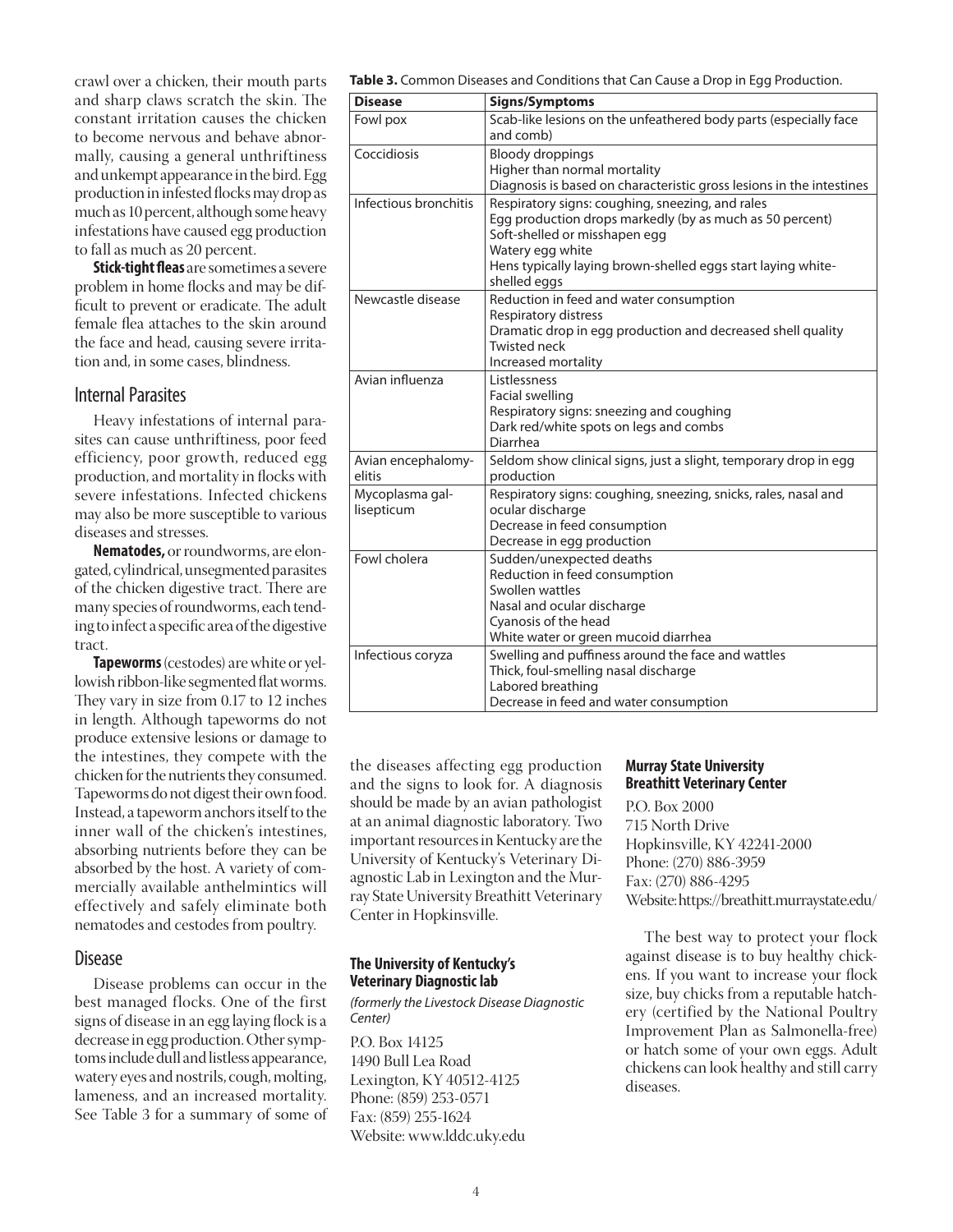crawl over a chicken, their mouth parts and sharp claws scratch the skin. The constant irritation causes the chicken to become nervous and behave abnormally, causing a general unthriftiness and unkempt appearance in the bird. Egg production in infested flocks may drop as much as 10 percent, although some heavy infestations have caused egg production to fall as much as 20 percent.

**Stick-tight fleas** are sometimes a severe problem in home flocks and may be difficult to prevent or eradicate. The adult female flea attaches to the skin around the face and head, causing severe irritation and, in some cases, blindness.

## Internal Parasites

Heavy infestations of internal parasites can cause unthriftiness, poor feed efficiency, poor growth, reduced egg production, and mortality in flocks with severe infestations. Infected chickens may also be more susceptible to various diseases and stresses.

**Nematodes,** or roundworms, are elongated, cylindrical, unsegmented parasites of the chicken digestive tract. There are many species of roundworms, each tending to infect a specific area of the digestive tract.

**Tapeworms** (cestodes) are white or yellowish ribbon-like segmented flat worms. They vary in size from 0.17 to 12 inches in length. Although tapeworms do not produce extensive lesions or damage to the intestines, they compete with the chicken for the nutrients they consumed. Tapeworms do not digest their own food. Instead, a tapeworm anchors itself to the inner wall of the chicken's intestines, absorbing nutrients before they can be absorbed by the host. A variety of commercially available anthelmintics will effectively and safely eliminate both nematodes and cestodes from poultry.

## Disease

Disease problems can occur in the best managed flocks. One of the first signs of disease in an egg laying flock is a decrease in egg production. Other symptoms include dull and listless appearance, watery eyes and nostrils, cough, molting, lameness, and an increased mortality. See Table 3 for a summary of some of the diseases affecting egg production and the signs to look for. A diagnosis should be made by an avian pathologist at an animal diagnostic laboratory. Two important resources in Kentucky are the University of Kentucky's Veterinary Diagnostic Lab in Lexington and the Murray State University Breathitt Veterinary Center in Hopkinsville.

**Table 3.** Common Diseases and Conditions that Can Cause a Drop in Egg Production.

| Disease | Signs/Symptoms |
|---|---|
| Fowl pox | Scab-like lesions on the unfeathered body parts (especially face and comb) |
| Coccidiosis | Bloody droppings<br>Higher than normal mortality<br>Diagnosis is based on characteristic gross lesions in the intestines |
| Infectious bronchitis | Respiratory signs: coughing, sneezing, and rales<br>Egg production drops markedly (by as much as 50 percent)<br>Soft-shelled or misshapen egg<br>Watery egg white<br>Hens typically laying brown-shelled eggs start laying white-shelled eggs |
| Newcastle disease | Reduction in feed and water consumption<br>Respiratory distress<br>Dramatic drop in egg production and decreased shell quality<br>Twisted neck<br>Increased mortality |
| Avian influenza | Listlessness<br>Facial swelling<br>Respiratory signs: sneezing and coughing<br>Dark red/white spots on legs and combs<br>Diarrhea |
| Avian encephalomyelitis | Seldom show clinical signs, just a slight, temporary drop in egg production |
| Mycoplasma gallisepticum | Respiratory signs: coughing, sneezing, snicks, rales, nasal and ocular discharge<br>Decrease in feed consumption<br>Decrease in egg production |
| Fowl cholera | Sudden/unexpected deaths<br>Reduction in feed consumption<br>Swollen wattles<br>Nasal and ocular discharge<br>Cyanosis of the head<br>White water or green mucoid diarrhea |
| Infectious coryza | Swelling and puffiness around the face and wattles<br>Thick, foul-smelling nasal discharge<br>Labored breathing<br>Decrease in feed and water consumption |

### The University of Kentucky's Veterinary Diagnostic lab

*(formerly the Livestock Disease Diagnostic Center)*

P.O. Box 14125
1490 Bull Lea Road
Lexington, KY 40512-4125
Phone: (859) 253-0571
Fax: (859) 255-1624
Website: www.lddc.uky.edu

### Murray State University Breathitt Veterinary Center

P.O. Box 2000
715 North Drive
Hopkinsville, KY 42241-2000
Phone: (270) 886-3959
Fax: (270) 886-4295
Website: https://breathitt.murraystate.edu/

The best way to protect your flock against disease is to buy healthy chickens. If you want to increase your flock size, buy chicks from a reputable hatchery (certified by the National Poultry Improvement Plan as Salmonella-free) or hatch some of your own eggs. Adult chickens can look healthy and still carry diseases.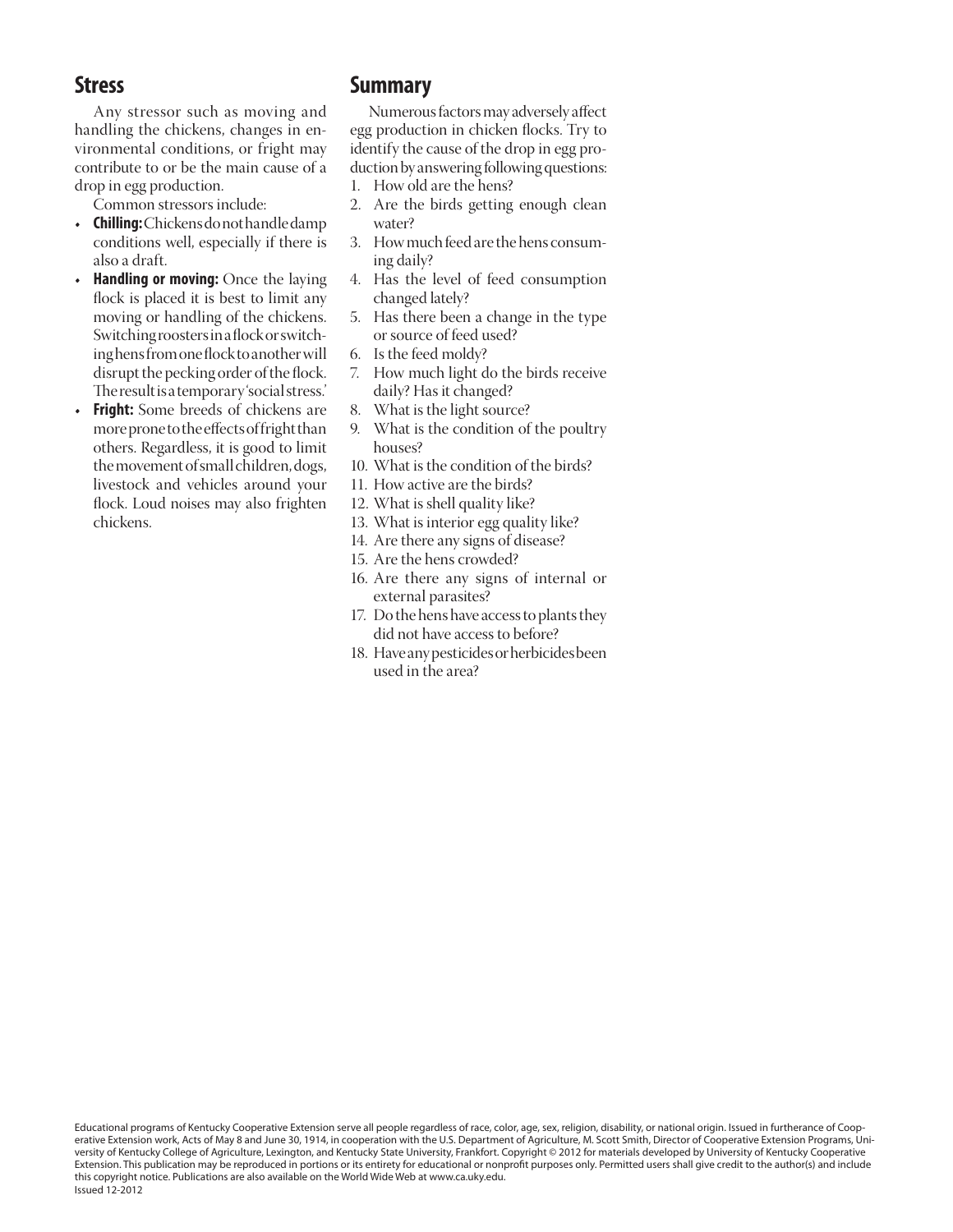## Stress

Any stressor such as moving and handling the chickens, changes in environmental conditions, or fright may contribute to or be the main cause of a drop in egg production.

Common stressors include:

- **Chilling:** Chickens do not handle damp conditions well, especially if there is also a draft.
- **Handling or moving:** Once the laying flock is placed it is best to limit any moving or handling of the chickens. Switching roosters in a flock or switching hens from one flock to another will disrupt the pecking order of the flock. The result is a temporary 'social stress.'
- **Fright:** Some breeds of chickens are more prone to the effects of fright than others. Regardless, it is good to limit the movement of small children, dogs, livestock and vehicles around your flock. Loud noises may also frighten chickens.

## Summary

Numerous factors may adversely affect egg production in chicken flocks. Try to identify the cause of the drop in egg production by answering following questions:

1. How old are the hens?
2. Are the birds getting enough clean water?
3. How much feed are the hens consuming daily?
4. Has the level of feed consumption changed lately?
5. Has there been a change in the type or source of feed used?
6. Is the feed moldy?
7. How much light do the birds receive daily? Has it changed?
8. What is the light source?
9. What is the condition of the poultry houses?
10. What is the condition of the birds?
11. How active are the birds?
12. What is shell quality like?
13. What is interior egg quality like?
14. Are there any signs of disease?
15. Are the hens crowded?
16. Are there any signs of internal or external parasites?
17. Do the hens have access to plants they did not have access to before?
18. Have any pesticides or herbicides been used in the area?

Educational programs of Kentucky Cooperative Extension serve all people regardless of race, color, age, sex, religion, disability, or national origin. Issued in furtherance of Cooperative Extension work, Acts of May 8 and June 30, 1914, in cooperation with the U.S. Department of Agriculture, M. Scott Smith, Director of Cooperative Extension Programs, University of Kentucky College of Agriculture, Lexington, and Kentucky State University, Frankfort. Copyright © 2012 for materials developed by University of Kentucky Cooperative Extension. This publication may be reproduced in portions or its entirety for educational or nonprofit purposes only. Permitted users shall give credit to the author(s) and include this copyright notice. Publications are also available on the World Wide Web at www.ca.uky.edu.
Issued 12-2012